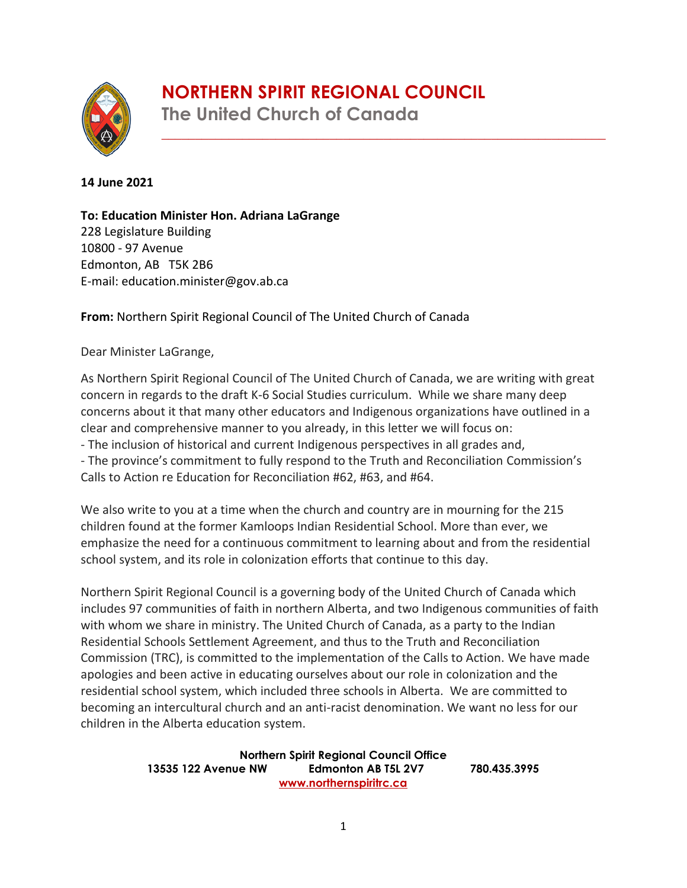# NORTHERN SPIRIT REGIONAL COUNCIL

## The United Church of Canada

**14 June 2021**

**To: Education Minister Hon. Adriana LaGrange**
228 Legislature Building
10800 - 97 Avenue
Edmonton, AB T5K 2B6
E-mail: education.minister@gov.ab.ca

**From:** Northern Spirit Regional Council of The United Church of Canada

Dear Minister LaGrange,

As Northern Spirit Regional Council of The United Church of Canada, we are writing with great concern in regards to the draft K-6 Social Studies curriculum. While we share many deep concerns about it that many other educators and Indigenous organizations have outlined in a clear and comprehensive manner to you already, in this letter we will focus on:
- The inclusion of historical and current Indigenous perspectives in all grades and,
- The province's commitment to fully respond to the Truth and Reconciliation Commission's Calls to Action re Education for Reconciliation #62, #63, and #64.

We also write to you at a time when the church and country are in mourning for the 215 children found at the former Kamloops Indian Residential School. More than ever, we emphasize the need for a continuous commitment to learning about and from the residential school system, and its role in colonization efforts that continue to this day.

Northern Spirit Regional Council is a governing body of the United Church of Canada which includes 97 communities of faith in northern Alberta, and two Indigenous communities of faith with whom we share in ministry. The United Church of Canada, as a party to the Indian Residential Schools Settlement Agreement, and thus to the Truth and Reconciliation Commission (TRC), is committed to the implementation of the Calls to Action. We have made apologies and been active in educating ourselves about our role in colonization and the residential school system, which included three schools in Alberta. We are committed to becoming an intercultural church and an anti-racist denomination. We want no less for our children in the Alberta education system.

**Northern Spirit Regional Council Office**
**13535 122 Avenue NW Edmonton AB T5L 2V7 780.435.3995**
**www.northernspiritrc.ca**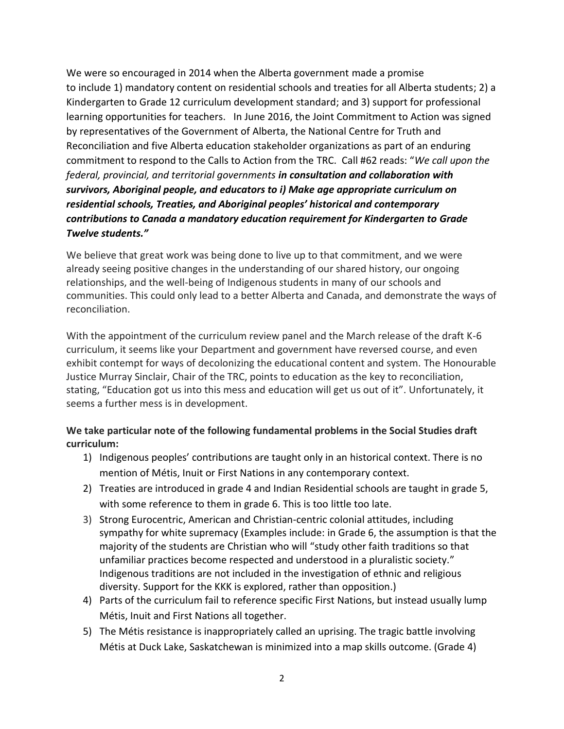We were so encouraged in 2014 when the Alberta government made a promise to include 1) mandatory content on residential schools and treaties for all Alberta students; 2) a Kindergarten to Grade 12 curriculum development standard; and 3) support for professional learning opportunities for teachers. In June 2016, the Joint Commitment to Action was signed by representatives of the Government of Alberta, the National Centre for Truth and Reconciliation and five Alberta education stakeholder organizations as part of an enduring commitment to respond to the Calls to Action from the TRC. Call #62 reads: "*We call upon the federal, provincial, and territorial governments* ***in consultation and collaboration with survivors, Aboriginal people, and educators to i) Make age appropriate curriculum on residential schools, Treaties, and Aboriginal peoples' historical and contemporary contributions to Canada a mandatory education requirement for Kindergarten to Grade Twelve students."***

We believe that great work was being done to live up to that commitment, and we were already seeing positive changes in the understanding of our shared history, our ongoing relationships, and the well-being of Indigenous students in many of our schools and communities. This could only lead to a better Alberta and Canada, and demonstrate the ways of reconciliation.

With the appointment of the curriculum review panel and the March release of the draft K-6 curriculum, it seems like your Department and government have reversed course, and even exhibit contempt for ways of decolonizing the educational content and system. The Honourable Justice Murray Sinclair, Chair of the TRC, points to education as the key to reconciliation, stating, "Education got us into this mess and education will get us out of it". Unfortunately, it seems a further mess is in development.

**We take particular note of the following fundamental problems in the Social Studies draft curriculum:**

1) Indigenous peoples' contributions are taught only in an historical context. There is no mention of Métis, Inuit or First Nations in any contemporary context.
2) Treaties are introduced in grade 4 and Indian Residential schools are taught in grade 5, with some reference to them in grade 6. This is too little too late.
3) Strong Eurocentric, American and Christian-centric colonial attitudes, including sympathy for white supremacy (Examples include: in Grade 6, the assumption is that the majority of the students are Christian who will "study other faith traditions so that unfamiliar practices become respected and understood in a pluralistic society." Indigenous traditions are not included in the investigation of ethnic and religious diversity. Support for the KKK is explored, rather than opposition.)
4) Parts of the curriculum fail to reference specific First Nations, but instead usually lump Métis, Inuit and First Nations all together.
5) The Métis resistance is inappropriately called an uprising. The tragic battle involving Métis at Duck Lake, Saskatchewan is minimized into a map skills outcome. (Grade 4)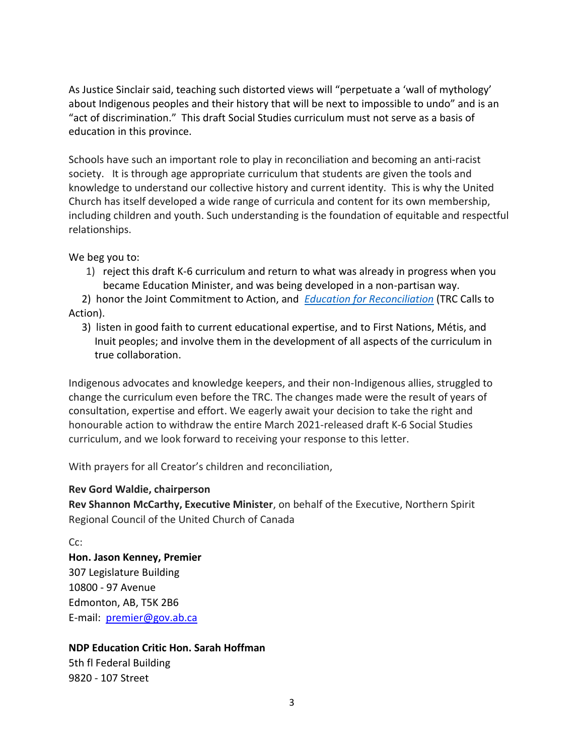As Justice Sinclair said, teaching such distorted views will "perpetuate a 'wall of mythology' about Indigenous peoples and their history that will be next to impossible to undo" and is an "act of discrimination." This draft Social Studies curriculum must not serve as a basis of education in this province.

Schools have such an important role to play in reconciliation and becoming an anti-racist society. It is through age appropriate curriculum that students are given the tools and knowledge to understand our collective history and current identity. This is why the United Church has itself developed a wide range of curricula and content for its own membership, including children and youth. Such understanding is the foundation of equitable and respectful relationships.

We beg you to:

1) reject this draft K-6 curriculum and return to what was already in progress when you became Education Minister, and was being developed in a non-partisan way.
2) honor the Joint Commitment to Action, and *Education for Reconciliation* (TRC Calls to Action).
3) listen in good faith to current educational expertise, and to First Nations, Métis, and Inuit peoples; and involve them in the development of all aspects of the curriculum in true collaboration.

Indigenous advocates and knowledge keepers, and their non-Indigenous allies, struggled to change the curriculum even before the TRC. The changes made were the result of years of consultation, expertise and effort. We eagerly await your decision to take the right and honourable action to withdraw the entire March 2021-released draft K-6 Social Studies curriculum, and we look forward to receiving your response to this letter.

With prayers for all Creator's children and reconciliation,

**Rev Gord Waldie, chairperson**
**Rev Shannon McCarthy, Executive Minister**, on behalf of the Executive, Northern Spirit Regional Council of the United Church of Canada

Cc:

**Hon. Jason Kenney, Premier**
307 Legislature Building
10800 - 97 Avenue
Edmonton, AB, T5K 2B6
E-mail: premier@gov.ab.ca

**NDP Education Critic Hon. Sarah Hoffman**
5th fl Federal Building
9820 - 107 Street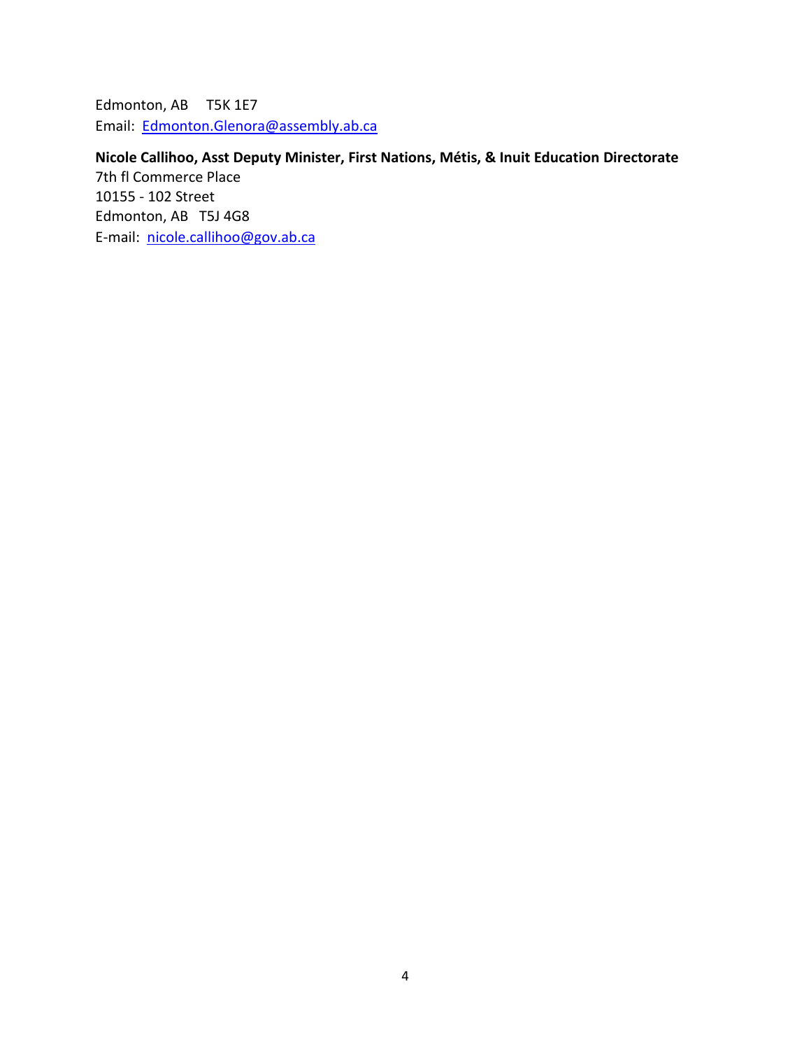Edmonton, AB    T5K 1E7
Email:  Edmonton.Glenora@assembly.ab.ca

**Nicole Callihoo, Asst Deputy Minister, First Nations, Métis, & Inuit Education Directorate**
7th fl Commerce Place
10155 - 102 Street
Edmonton, AB   T5J 4G8
E-mail:  nicole.callihoo@gov.ab.ca